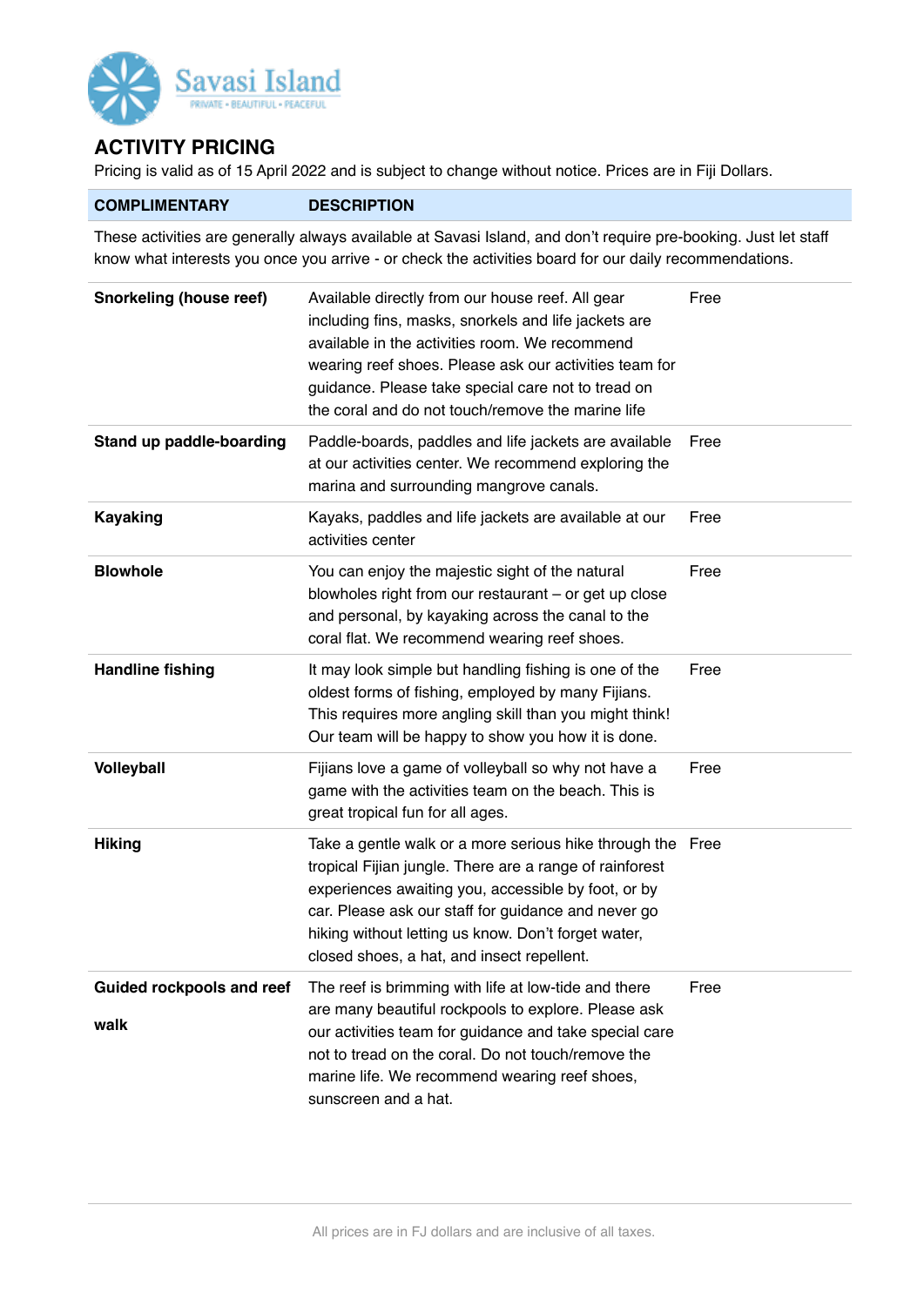Savasi Island

PRIVATE • BEAUTIFUL • PEACEFUL

## ACTIVITY PRICING

Pricing is valid as of 15 April 2022 and is subject to change without notice. Prices are in Fiji Dollars.

| COMPLIMENTARY | DESCRIPTION | |
|---|---|---|
| These activities are generally always available at Savasi Island, and don't require pre-booking. Just let staff know what interests you once you arrive - or check the activities board for our daily recommendations. | | |
| **Snorkeling (house reef)** | Available directly from our house reef. All gear including fins, masks, snorkels and life jackets are available in the activities room. We recommend wearing reef shoes. Please ask our activities team for guidance. Please take special care not to tread on the coral and do not touch/remove the marine life | Free |
| **Stand up paddle-boarding** | Paddle-boards, paddles and life jackets are available at our activities center. We recommend exploring the marina and surrounding mangrove canals. | Free |
| **Kayaking** | Kayaks, paddles and life jackets are available at our activities center | Free |
| **Blowhole** | You can enjoy the majestic sight of the natural blowholes right from our restaurant – or get up close and personal, by kayaking across the canal to the coral flat. We recommend wearing reef shoes. | Free |
| **Handline fishing** | It may look simple but handling fishing is one of the oldest forms of fishing, employed by many Fijians. This requires more angling skill than you might think! Our team will be happy to show you how it is done. | Free |
| **Volleyball** | Fijians love a game of volleyball so why not have a game with the activities team on the beach. This is great tropical fun for all ages. | Free |
| **Hiking** | Take a gentle walk or a more serious hike through the tropical Fijian jungle. There are a range of rainforest experiences awaiting you, accessible by foot, or by car. Please ask our staff for guidance and never go hiking without letting us know. Don't forget water, closed shoes, a hat, and insect repellent. | Free |
| **Guided rockpools and reef walk** | The reef is brimming with life at low-tide and there are many beautiful rockpools to explore. Please ask our activities team for guidance and take special care not to tread on the coral. Do not touch/remove the marine life. We recommend wearing reef shoes, sunscreen and a hat. | Free |

All prices are in FJ dollars and are inclusive of all taxes.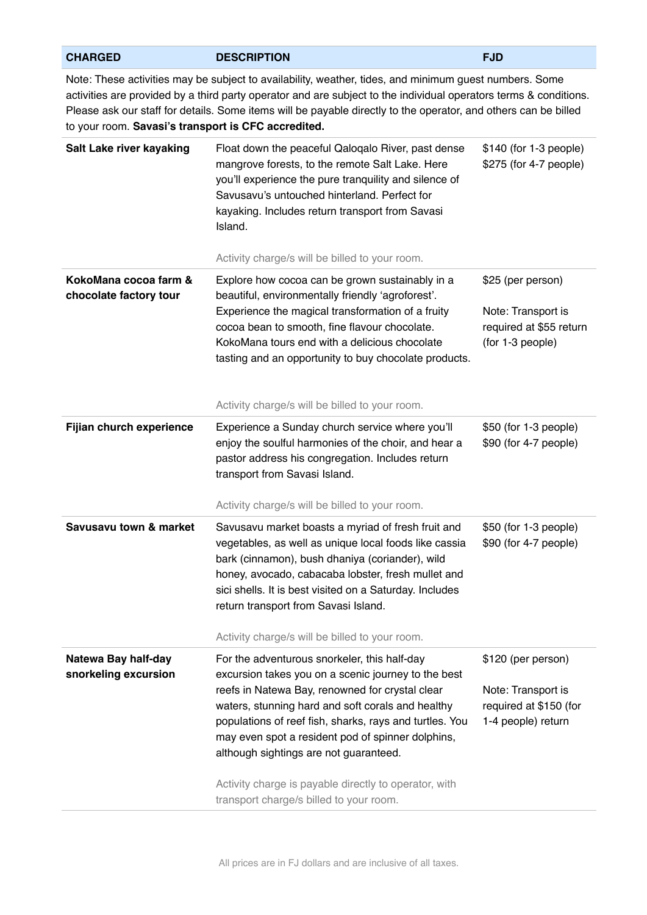| CHARGED | DESCRIPTION | FJD |
|---|---|---|
| Note: These activities may be subject to availability, weather, tides, and minimum guest numbers. Some activities are provided by a third party operator and are subject to the individual operators terms & conditions. Please ask our staff for details. Some items will be payable directly to the operator, and others can be billed to your room. **Savasi's transport is CFC accredited.** | | |
| **Salt Lake river kayaking** | Float down the peaceful Qaloqalo River, past dense mangrove forests, to the remote Salt Lake. Here you'll experience the pure tranquility and silence of Savusavu's untouched hinterland. Perfect for kayaking. Includes return transport from Savasi Island.<br><br>Activity charge/s will be billed to your room. | \$140 (for 1-3 people)<br>\$275 (for 4-7 people) |
| **KokoMana cocoa farm & chocolate factory tour** | Explore how cocoa can be grown sustainably in a beautiful, environmentally friendly 'agroforest'. Experience the magical transformation of a fruity cocoa bean to smooth, fine flavour chocolate. KokoMana tours end with a delicious chocolate tasting and an opportunity to buy chocolate products.<br><br>Activity charge/s will be billed to your room. | \$25 (per person)<br><br>Note: Transport is required at \$55 return (for 1-3 people) |
| **Fijian church experience** | Experience a Sunday church service where you'll enjoy the soulful harmonies of the choir, and hear a pastor address his congregation. Includes return transport from Savasi Island.<br><br>Activity charge/s will be billed to your room. | \$50 (for 1-3 people)<br>\$90 (for 4-7 people) |
| **Savusavu town & market** | Savusavu market boasts a myriad of fresh fruit and vegetables, as well as unique local foods like cassia bark (cinnamon), bush dhaniya (coriander), wild honey, avocado, cabacaba lobster, fresh mullet and sici shells. It is best visited on a Saturday. Includes return transport from Savasi Island.<br><br>Activity charge/s will be billed to your room. | \$50 (for 1-3 people)<br>\$90 (for 4-7 people) |
| **Natewa Bay half-day snorkeling excursion** | For the adventurous snorkeler, this half-day excursion takes you on a scenic journey to the best reefs in Natewa Bay, renowned for crystal clear waters, stunning hard and soft corals and healthy populations of reef fish, sharks, rays and turtles. You may even spot a resident pod of spinner dolphins, although sightings are not guaranteed.<br><br>Activity charge is payable directly to operator, with transport charge/s billed to your room. | \$120 (per person)<br><br>Note: Transport is required at \$150 (for 1-4 people) return |

All prices are in FJ dollars and are inclusive of all taxes.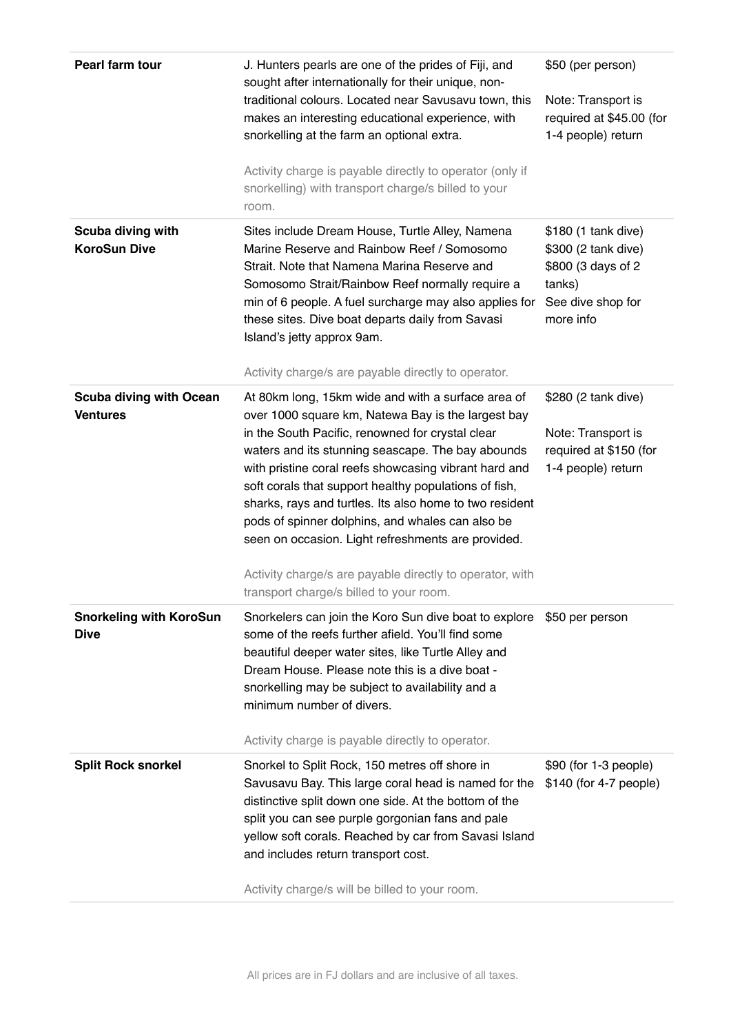| Pearl farm tour | J. Hunters pearls are one of the prides of Fiji, and sought after internationally for their unique, non-traditional colours. Located near Savusavu town, this makes an interesting educational experience, with snorkelling at the farm an optional extra.<br><br>Activity charge is payable directly to operator (only if snorkelling) with transport charge/s billed to your room. | $50 (per person)<br><br>Note: Transport is required at $45.00 (for 1-4 people) return |
|---|---|---|
| **Scuba diving with KoroSun Dive** | Sites include Dream House, Turtle Alley, Namena Marine Reserve and Rainbow Reef / Somosomo Strait. Note that Namena Marina Reserve and Somosomo Strait/Rainbow Reef normally require a min of 6 people. A fuel surcharge may also applies for these sites. Dive boat departs daily from Savasi Island's jetty approx 9am.<br><br>Activity charge/s are payable directly to operator. | $180 (1 tank dive)<br>$300 (2 tank dive)<br>$800 (3 days of 2 tanks)<br>See dive shop for more info |
| **Scuba diving with Ocean Ventures** | At 80km long, 15km wide and with a surface area of over 1000 square km, Natewa Bay is the largest bay in the South Pacific, renowned for crystal clear waters and its stunning seascape. The bay abounds with pristine coral reefs showcasing vibrant hard and soft corals that support healthy populations of fish, sharks, rays and turtles. Its also home to two resident pods of spinner dolphins, and whales can also be seen on occasion. Light refreshments are provided.<br><br>Activity charge/s are payable directly to operator, with transport charge/s billed to your room. | $280 (2 tank dive)<br><br>Note: Transport is required at $150 (for 1-4 people) return |
| **Snorkeling with KoroSun Dive** | Snorkelers can join the Koro Sun dive boat to explore some of the reefs further afield. You'll find some beautiful deeper water sites, like Turtle Alley and Dream House. Please note this is a dive boat - snorkelling may be subject to availability and a minimum number of divers.<br><br>Activity charge is payable directly to operator. | $50 per person |
| **Split Rock snorkel** | Snorkel to Split Rock, 150 metres off shore in Savusavu Bay. This large coral head is named for the distinctive split down one side. At the bottom of the split you can see purple gorgonian fans and pale yellow soft corals. Reached by car from Savasi Island and includes return transport cost.<br><br>Activity charge/s will be billed to your room. | $90 (for 1-3 people)<br>$140 (for 4-7 people) |

All prices are in FJ dollars and are inclusive of all taxes.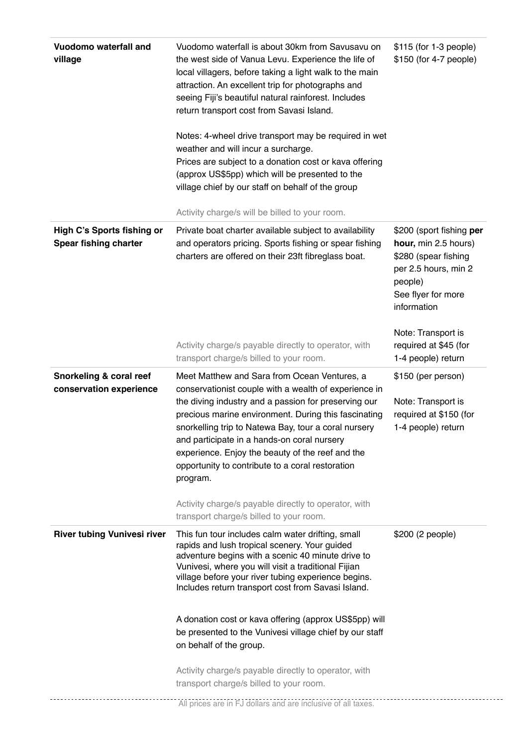| | | |
|---|---|---|
| **Vuodomo waterfall and village** | Vuodomo waterfall is about 30km from Savusavu on the west side of Vanua Levu. Experience the life of local villagers, before taking a light walk to the main attraction. An excellent trip for photographs and seeing Fiji's beautiful natural rainforest. Includes return transport cost from Savasi Island.<br><br>Notes: 4-wheel drive transport may be required in wet weather and will incur a surcharge.<br>Prices are subject to a donation cost or kava offering (approx US$5pp) which will be presented to the village chief by our staff on behalf of the group<br><br>Activity charge/s will be billed to your room. | $115 (for 1-3 people)<br>$150 (for 4-7 people) |
| **High C's Sports fishing or Spear fishing charter** | Private boat charter available subject to availability and operators pricing. Sports fishing or spear fishing charters are offered on their 23ft fibreglass boat.<br><br>Activity charge/s payable directly to operator, with transport charge/s billed to your room. | $200 (sport fishing **per hour,** min 2.5 hours)<br>$280 (spear fishing per 2.5 hours, min 2 people)<br>See flyer for more information<br><br>Note: Transport is required at $45 (for 1-4 people) return |
| **Snorkeling & coral reef conservation experience** | Meet Matthew and Sara from Ocean Ventures, a conservationist couple with a wealth of experience in the diving industry and a passion for preserving our precious marine environment. During this fascinating snorkelling trip to Natewa Bay, tour a coral nursery and participate in a hands-on coral nursery experience. Enjoy the beauty of the reef and the opportunity to contribute to a coral restoration program.<br><br>Activity charge/s payable directly to operator, with transport charge/s billed to your room. | $150 (per person)<br><br>Note: Transport is required at $150 (for 1-4 people) return |
| **River tubing Vunivesi river** | This fun tour includes calm water drifting, small rapids and lush tropical scenery. Your guided adventure begins with a scenic 40 minute drive to Vunivesi, where you will visit a traditional Fijian village before your river tubing experience begins. Includes return transport cost from Savasi Island.<br><br>A donation cost or kava offering (approx US$5pp) will be presented to the Vunivesi village chief by our staff on behalf of the group.<br><br>Activity charge/s payable directly to operator, with transport charge/s billed to your room. | $200 (2 people) |

All prices are in FJ dollars and are inclusive of all taxes.